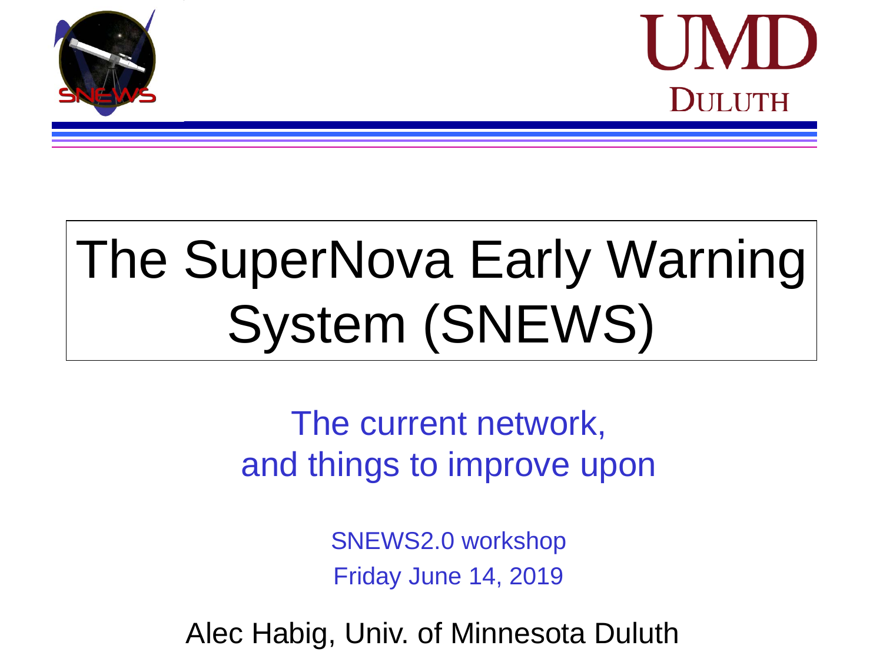# The SuperNova Early Warning System (SNEWS)

The current network,
and things to improve upon

SNEWS2.0 workshop
Friday June 14, 2019

Alec Habig, Univ. of Minnesota Duluth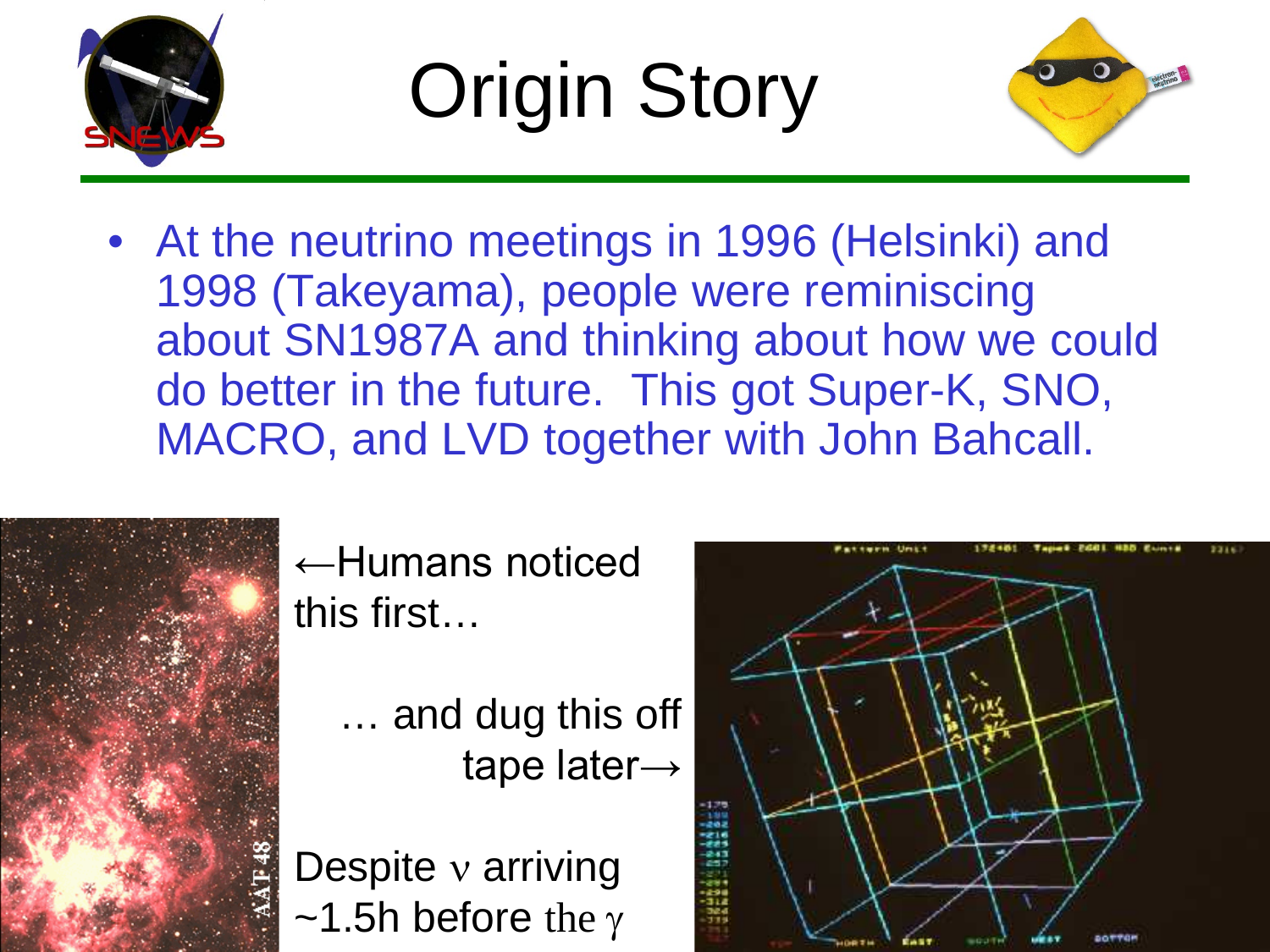# Origin Story

- At the neutrino meetings in 1996 (Helsinki) and 1998 (Takeyama), people were reminiscing about SN1987A and thinking about how we could do better in the future. This got Super-K, SNO, MACRO, and LVD together with John Bahcall.

←Humans noticed this first…

… and dug this off tape later→

Despite $\nu$ arriving ~1.5h before the $\gamma$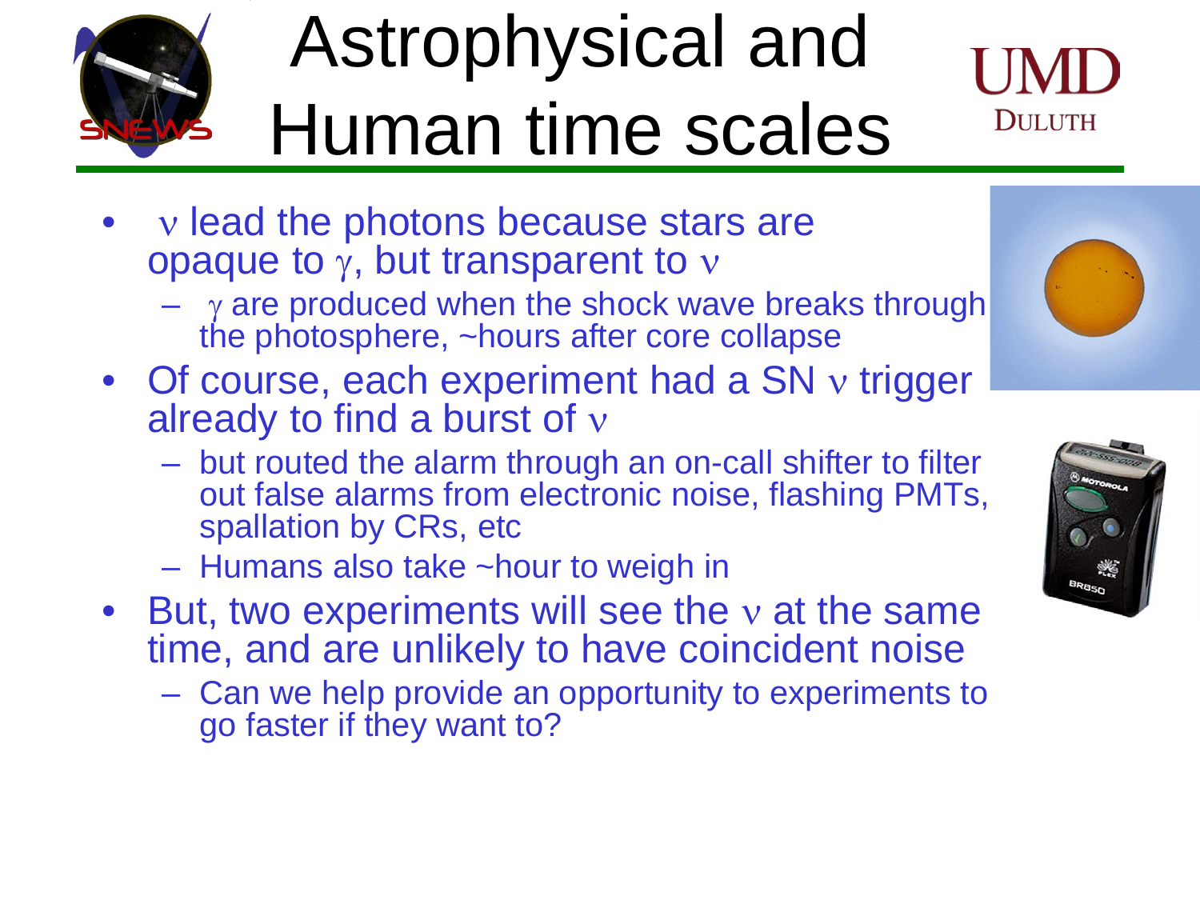# Astrophysical and Human time scales

- $\nu$ lead the photons because stars are opaque to $\gamma$, but transparent to $\nu$
  - $\gamma$ are produced when the shock wave breaks through the photosphere, ~hours after core collapse
- Of course, each experiment had a SN $\nu$ trigger already to find a burst of $\nu$
  - but routed the alarm through an on-call shifter to filter out false alarms from electronic noise, flashing PMTs, spallation by CRs, etc
  - Humans also take ~hour to weigh in
- But, two experiments will see the $\nu$ at the same time, and are unlikely to have coincident noise
  - Can we help provide an opportunity to experiments to go faster if they want to?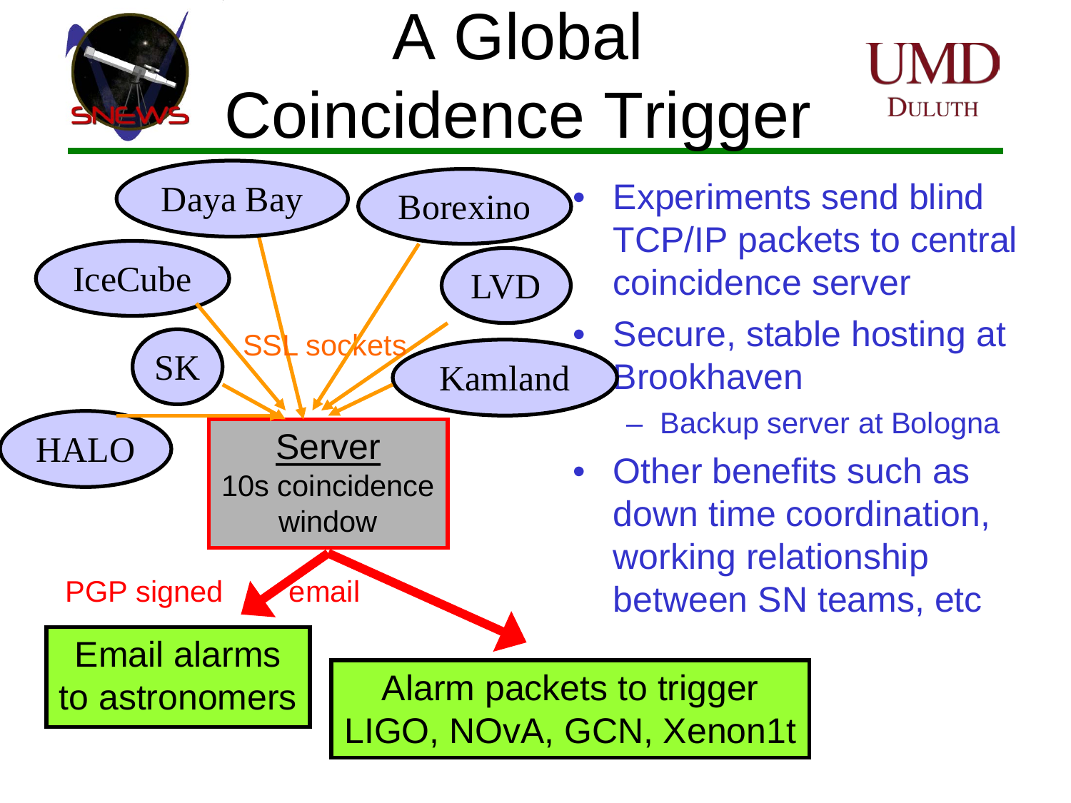# A Global Coincidence Trigger

Daya Bay · Borexino · IceCube · LVD · SK · Kamland · HALO

SSL sockets

**Server**
10s coincidence window

PGP signed email

Email alarms to astronomers

Alarm packets to trigger LIGO, NOvA, GCN, Xenon1t

- Experiments send blind TCP/IP packets to central coincidence server
- Secure, stable hosting at Brookhaven
  - Backup server at Bologna
- Other benefits such as down time coordination, working relationship between SN teams, etc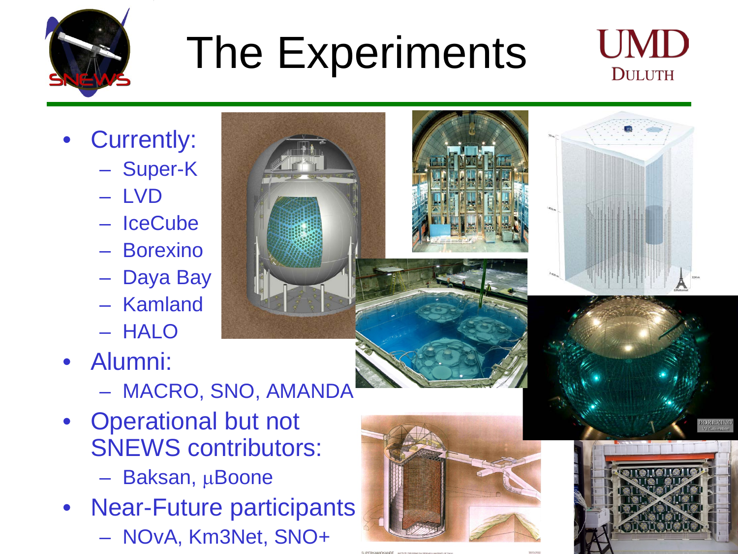# The Experiments

- Currently:
  - Super-K
  - LVD
  - IceCube
  - Borexino
  - Daya Bay
  - Kamland
  - HALO
- Alumni:
  - MACRO, SNO, AMANDA
- Operational but not SNEWS contributors:
  - Baksan, $\mu$Boone
- Near-Future participants
  - NOvA, Km3Net, SNO+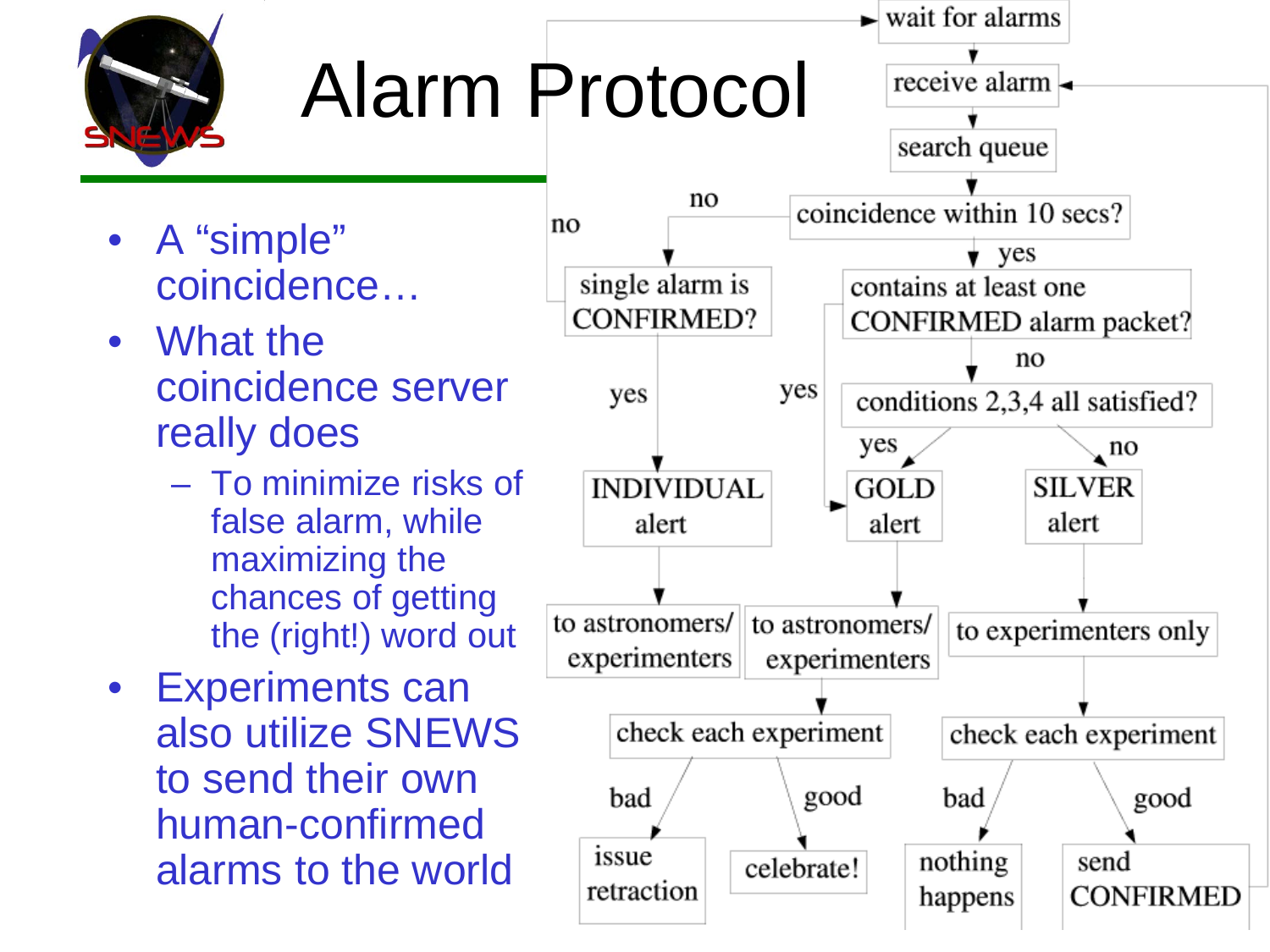# Alarm Protocol

- A "simple" coincidence…
- What the coincidence server really does
  - To minimize risks of false alarm, while maximizing the chances of getting the (right!) word out
- Experiments can also utilize SNEWS to send their own human-confirmed alarms to the world

wait for alarms

receive alarm

search queue

coincidence within 10 secs?

no

no

yes

single alarm is CONFIRMED?

contains at least one CONFIRMED alarm packet?

yes

yes

no

conditions 2,3,4 all satisfied?

yes

no

INDIVIDUAL alert

GOLD alert

SILVER alert

to astronomers/ experimenters

to astronomers/ experimenters

to experimenters only

check each experiment

check each experiment

bad

good

bad

good

issue retraction

celebrate!

nothing happens

send CONFIRMED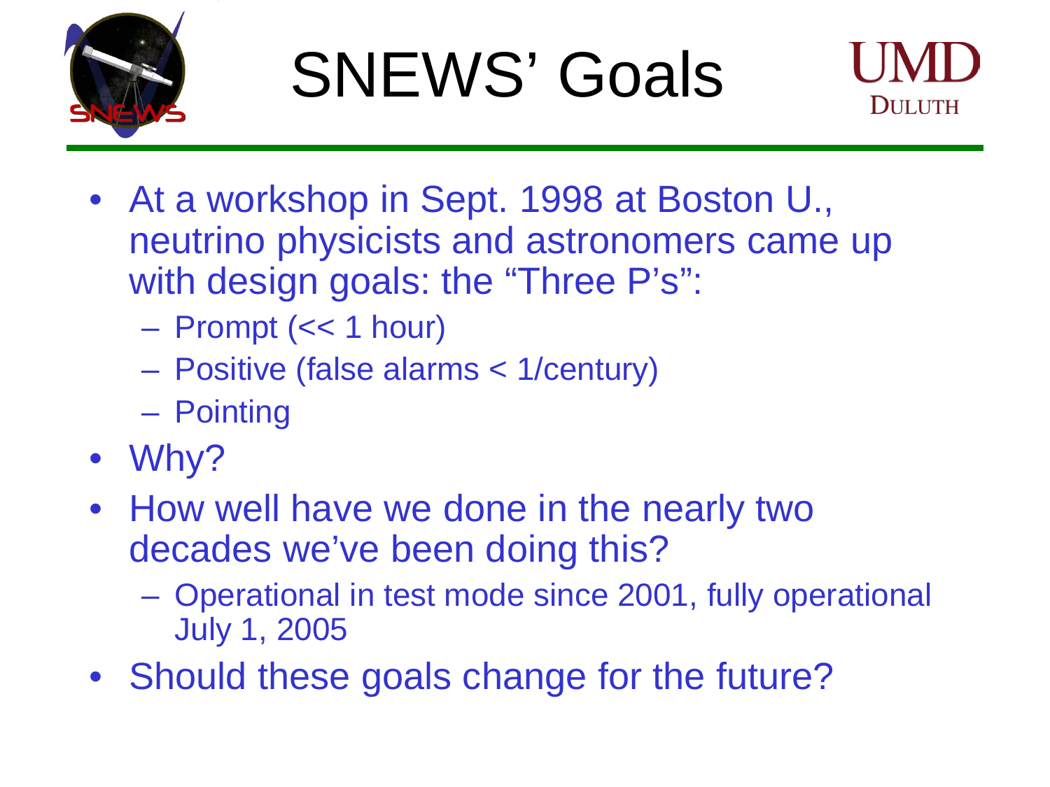# SNEWS' Goals

- At a workshop in Sept. 1998 at Boston U., neutrino physicists and astronomers came up with design goals: the "Three P's":
  - Prompt (<< 1 hour)
  - Positive (false alarms < 1/century)
  - Pointing
- Why?
- How well have we done in the nearly two decades we've been doing this?
  - Operational in test mode since 2001, fully operational July 1, 2005
- Should these goals change for the future?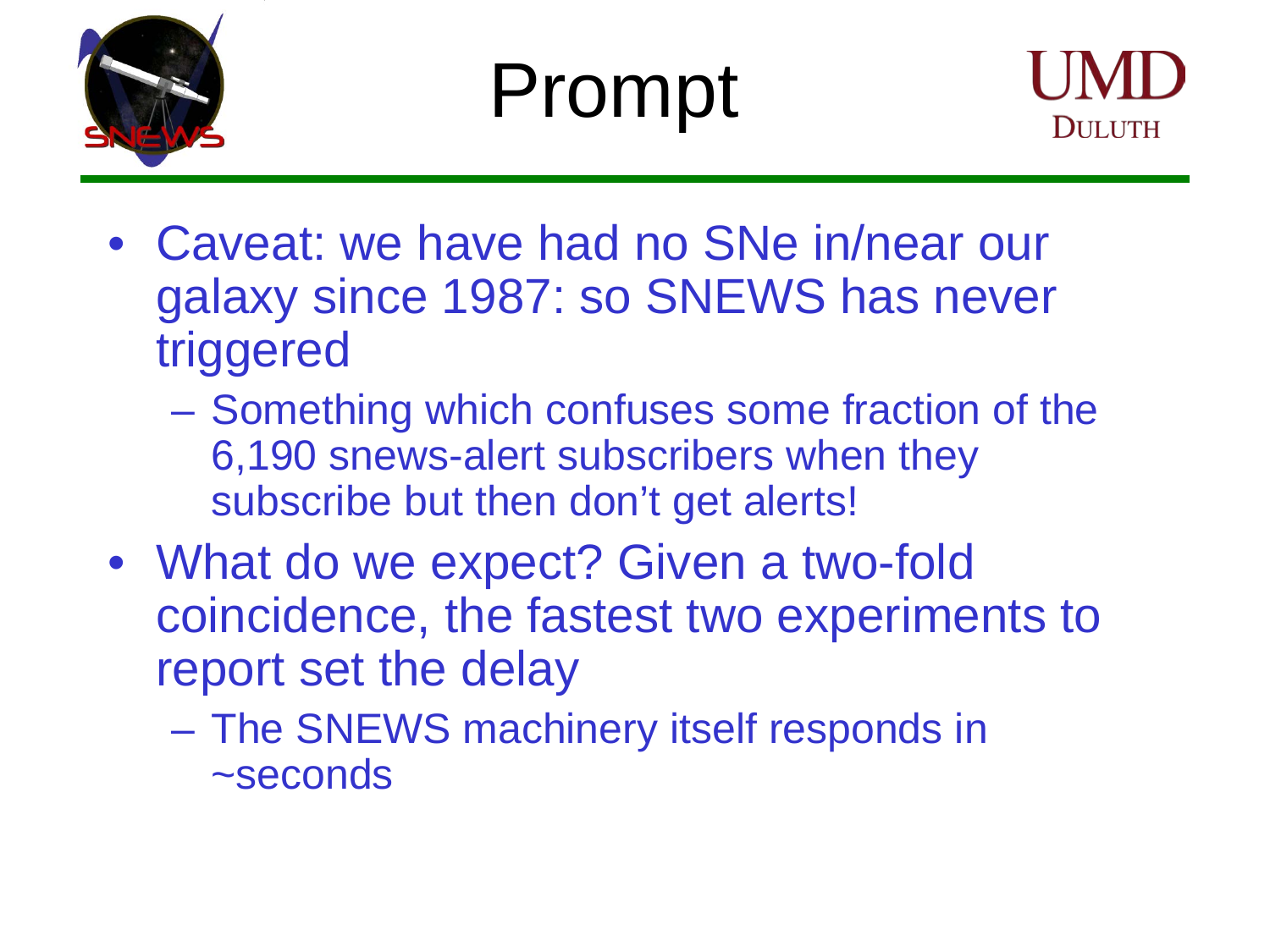# Prompt

- Caveat: we have had no SNe in/near our galaxy since 1987: so SNEWS has never triggered
  - Something which confuses some fraction of the 6,190 snews-alert subscribers when they subscribe but then don't get alerts!
- What do we expect? Given a two-fold coincidence, the fastest two experiments to report set the delay
  - The SNEWS machinery itself responds in ~seconds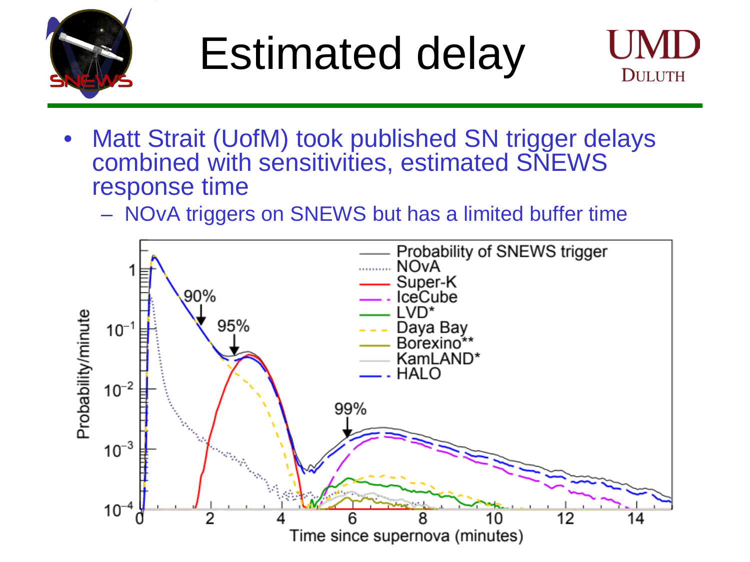# Estimated delay

- Matt Strait (UofM) took published SN trigger delays combined with sensitivities, estimated SNEWS response time
  - NOvA triggers on SNEWS but has a limited buffer time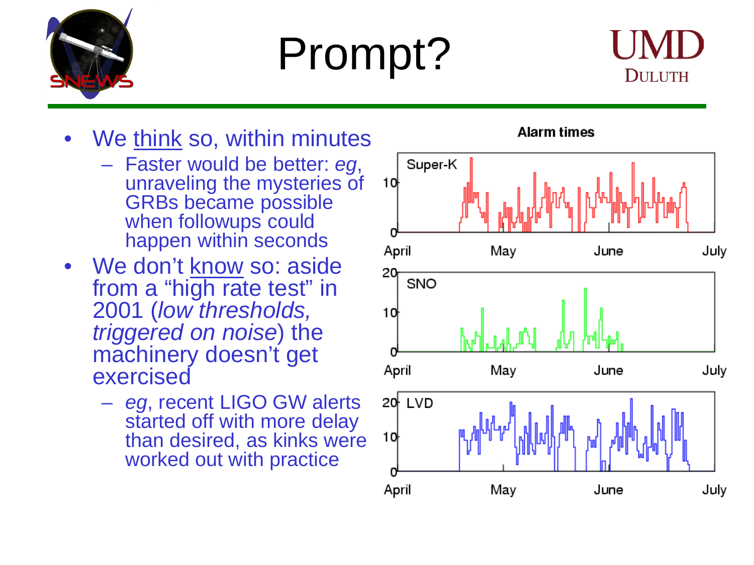# Prompt?

- We <u>think</u> so, within minutes
  - Faster would be better: *eg*, unraveling the mysteries of GRBs became possible when followups could happen within seconds
- We don't <u>know</u> so: aside from a "high rate test" in 2001 (*low thresholds, triggered on noise*) the machinery doesn't get exercised
  - *eg*, recent LIGO GW alerts started off with more delay than desired, as kinks were worked out with practice

Alarm times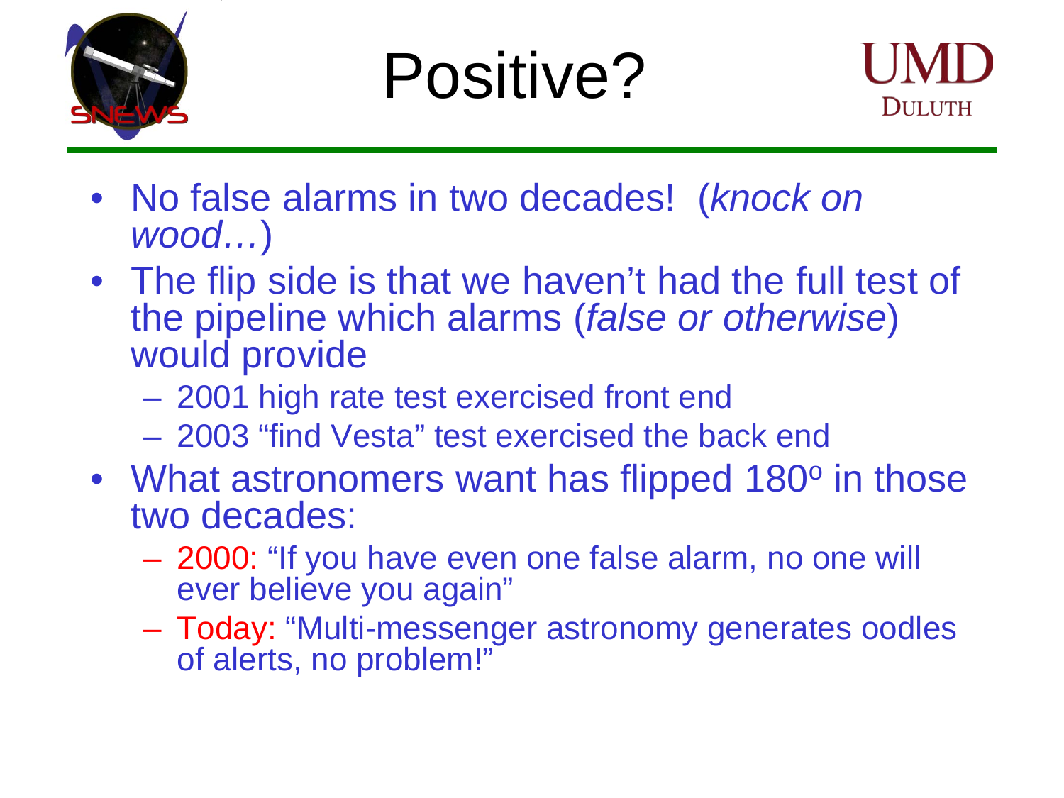# Positive?

- No false alarms in two decades! (*knock on wood…*)
- The flip side is that we haven't had the full test of the pipeline which alarms (*false or otherwise*) would provide
  - 2001 high rate test exercised front end
  - 2003 "find Vesta" test exercised the back end
- What astronomers want has flipped 180$^o$ in those two decades:
  - 2000: "If you have even one false alarm, no one will ever believe you again"
  - Today: "Multi-messenger astronomy generates oodles of alerts, no problem!"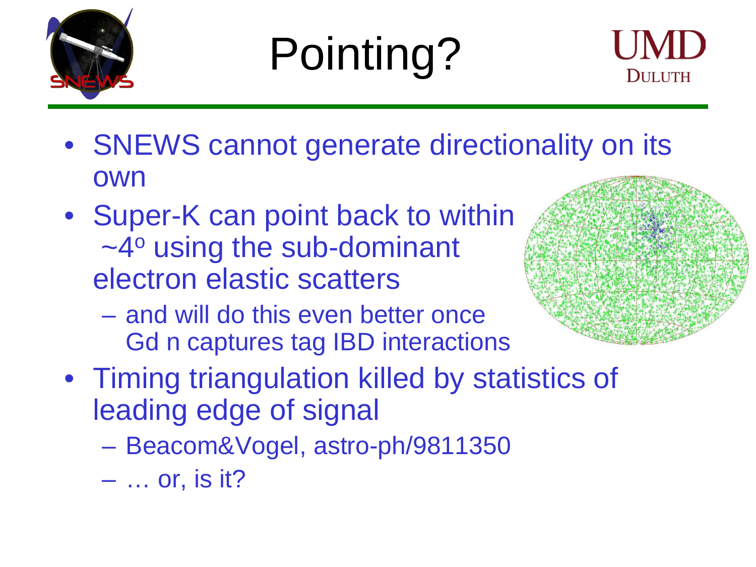# Pointing?

- SNEWS cannot generate directionality on its own
- Super-K can point back to within ~4$^{o}$ using the sub-dominant electron elastic scatters
  - and will do this even better once Gd n captures tag IBD interactions
- Timing triangulation killed by statistics of leading edge of signal
  - Beacom&Vogel, astro-ph/9811350
  - … or, is it?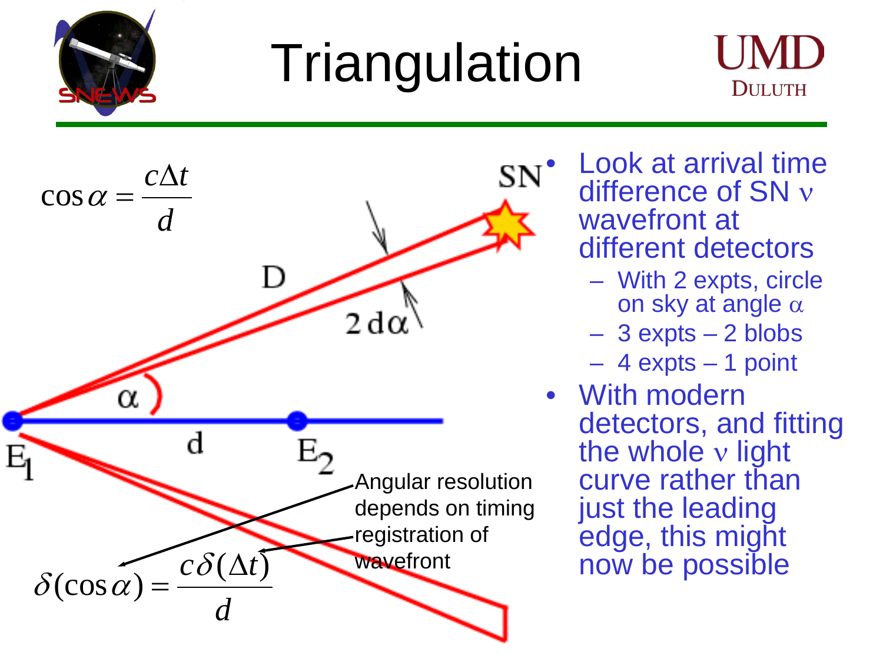# Triangulation

$$\cos\alpha = \frac{c\Delta t}{d}$$

SN

D

$2\,d\alpha$

$\alpha$

$E_1$ d $E_2$

Angular resolution depends on timing registration of wavefront

$$\delta(\cos\alpha) = \frac{c\,\delta(\Delta t)}{d}$$

- Look at arrival time difference of SN ν wavefront at different detectors
  - With 2 expts, circle on sky at angle α
  - 3 expts – 2 blobs
  - 4 expts – 1 point
- With modern detectors, and fitting the whole ν light curve rather than just the leading edge, this might now be possible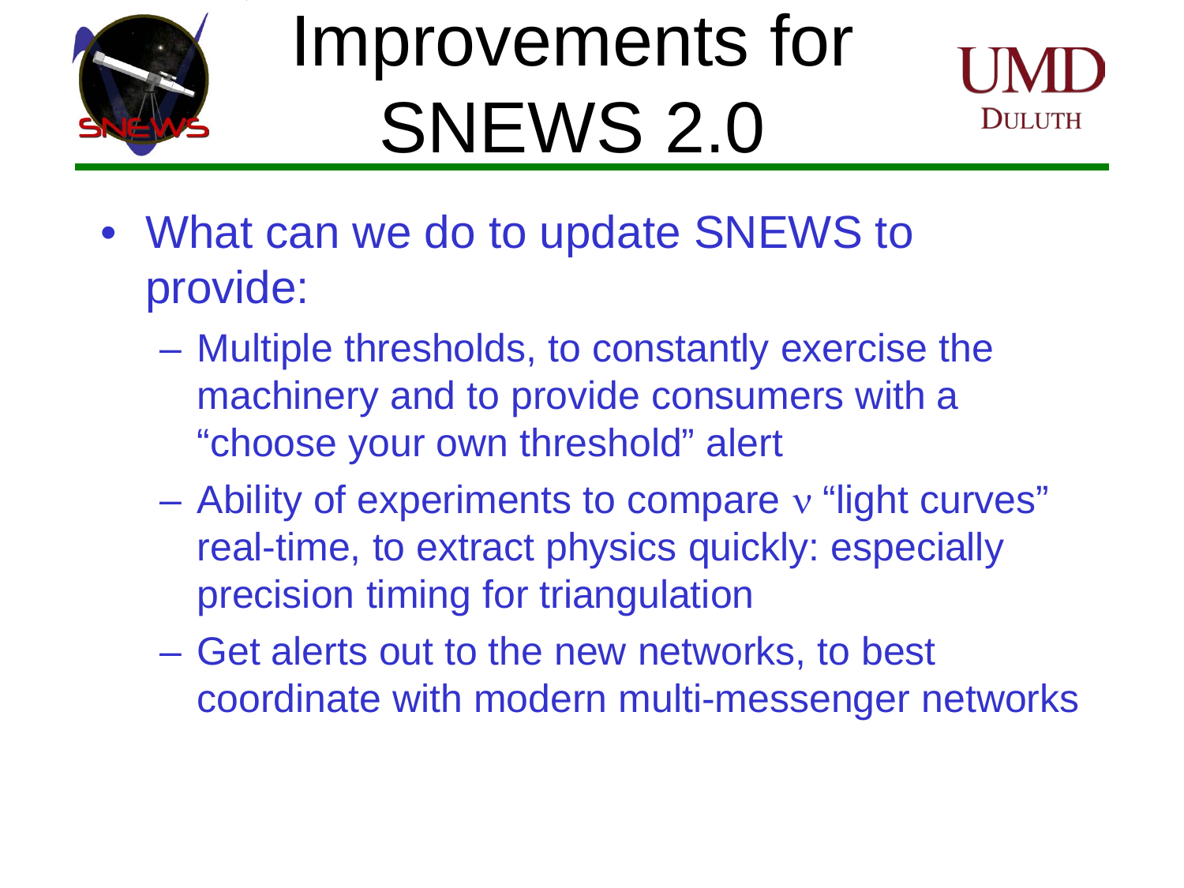# Improvements for SNEWS 2.0

- What can we do to update SNEWS to provide:
  - Multiple thresholds, to constantly exercise the machinery and to provide consumers with a “choose your own threshold” alert
  - Ability of experiments to compare $\nu$ “light curves” real-time, to extract physics quickly: especially precision timing for triangulation
  - Get alerts out to the new networks, to best coordinate with modern multi-messenger networks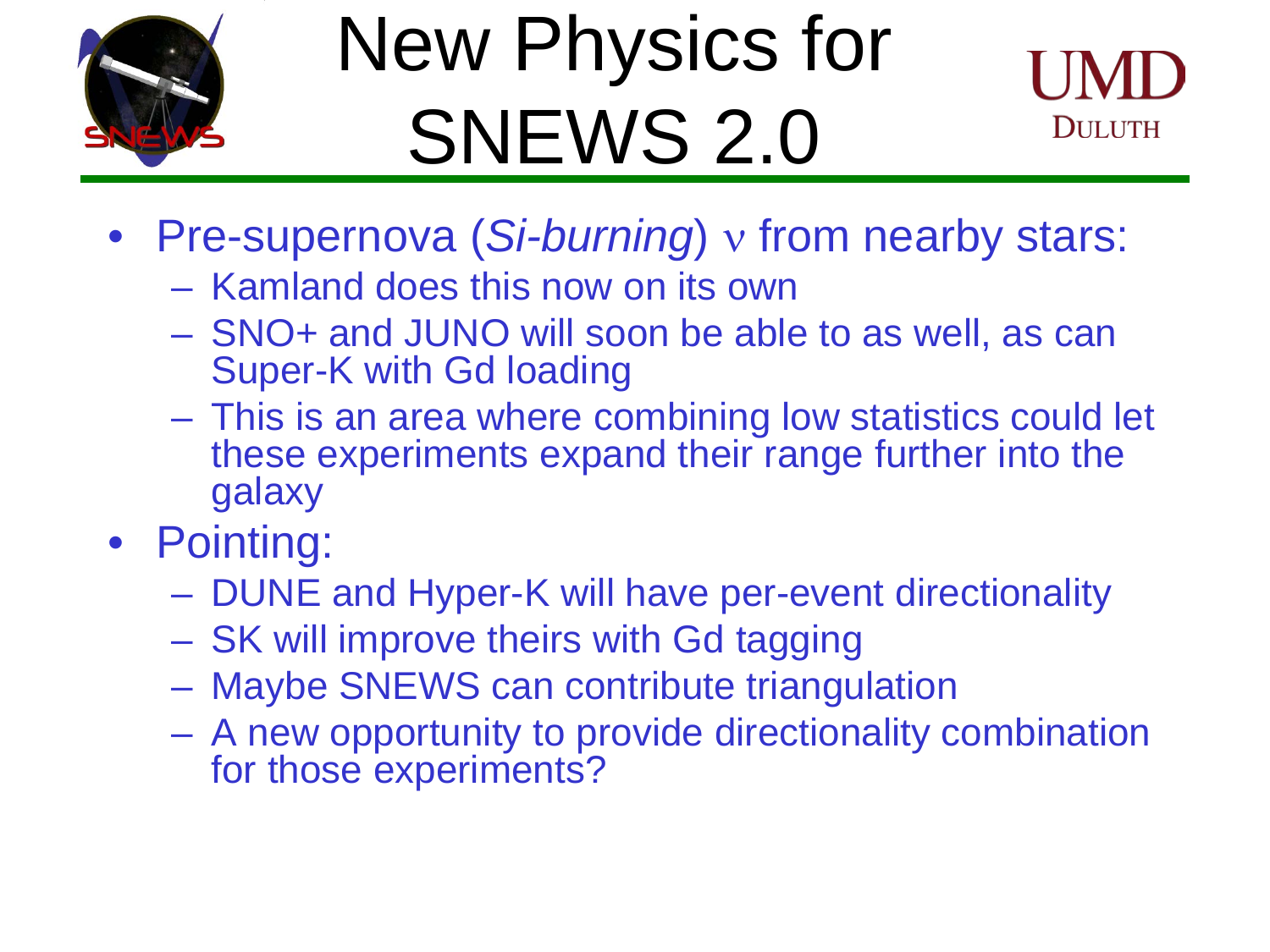# New Physics for SNEWS 2.0

- Pre-supernova (*Si-burning*) $\nu$ from nearby stars:
  - Kamland does this now on its own
  - SNO+ and JUNO will soon be able to as well, as can Super-K with Gd loading
  - This is an area where combining low statistics could let these experiments expand their range further into the galaxy
- Pointing:
  - DUNE and Hyper-K will have per-event directionality
  - SK will improve theirs with Gd tagging
  - Maybe SNEWS can contribute triangulation
  - A new opportunity to provide directionality combination for those experiments?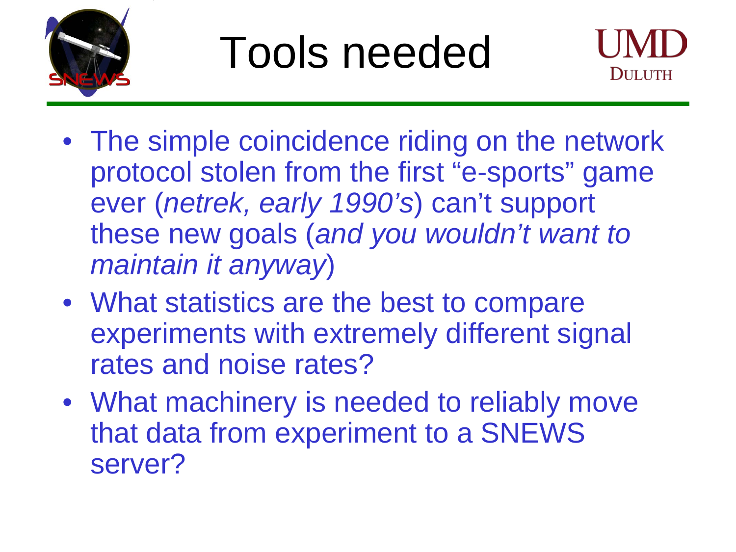# Tools needed

- The simple coincidence riding on the network protocol stolen from the first “e-sports” game ever (*netrek, early 1990’s*) can’t support these new goals (*and you wouldn’t want to maintain it anyway*)
- What statistics are the best to compare experiments with extremely different signal rates and noise rates?
- What machinery is needed to reliably move that data from experiment to a SNEWS server?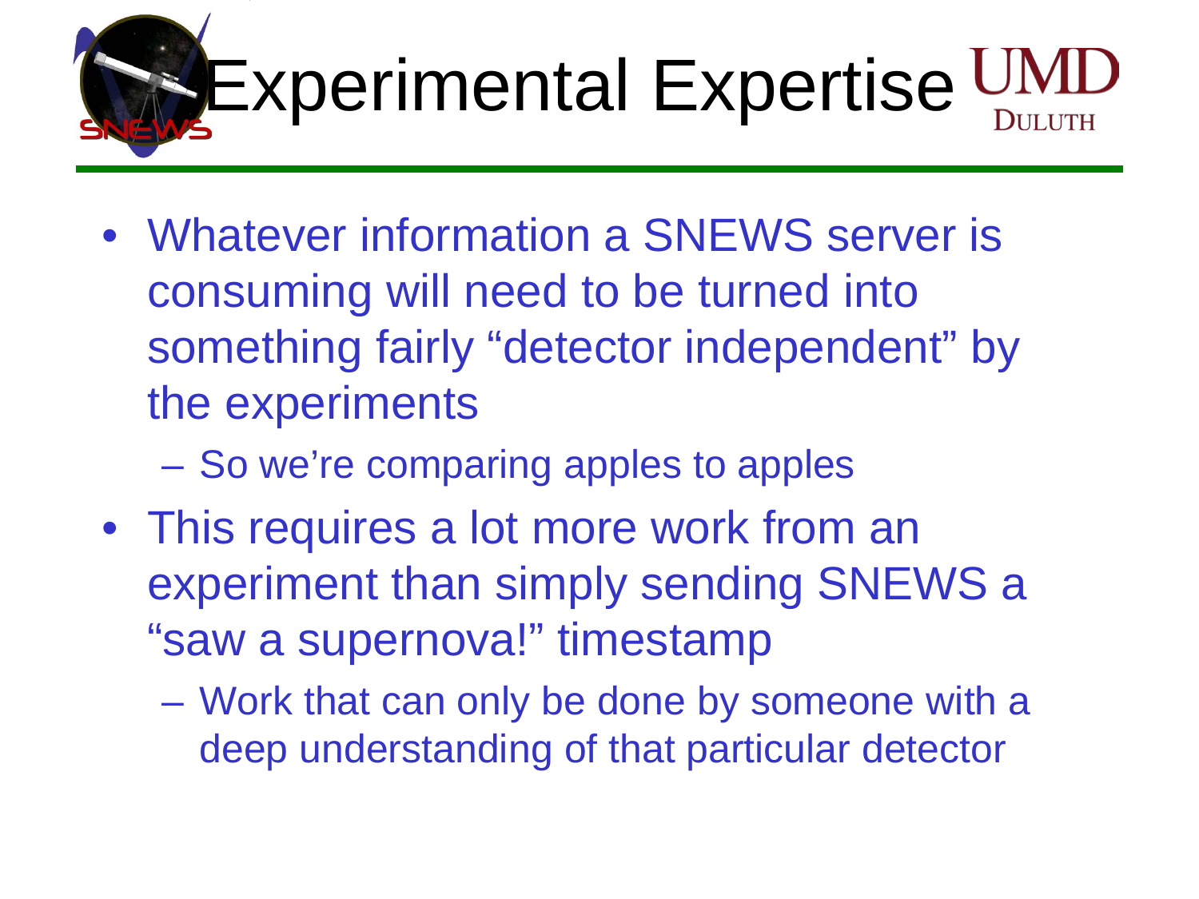# Experimental Expertise

- Whatever information a SNEWS server is consuming will need to be turned into something fairly "detector independent" by the experiments
  - So we're comparing apples to apples
- This requires a lot more work from an experiment than simply sending SNEWS a "saw a supernova!" timestamp
  - Work that can only be done by someone with a deep understanding of that particular detector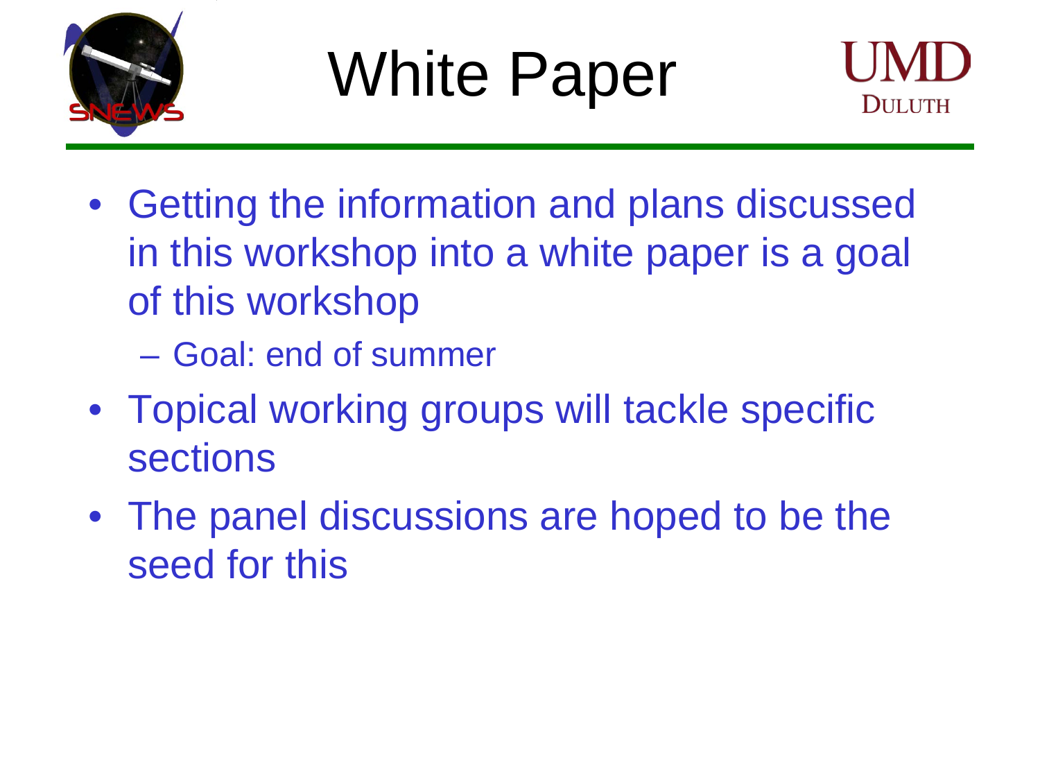# White Paper

- Getting the information and plans discussed in this workshop into a white paper is a goal of this workshop
  - Goal: end of summer
- Topical working groups will tackle specific sections
- The panel discussions are hoped to be the seed for this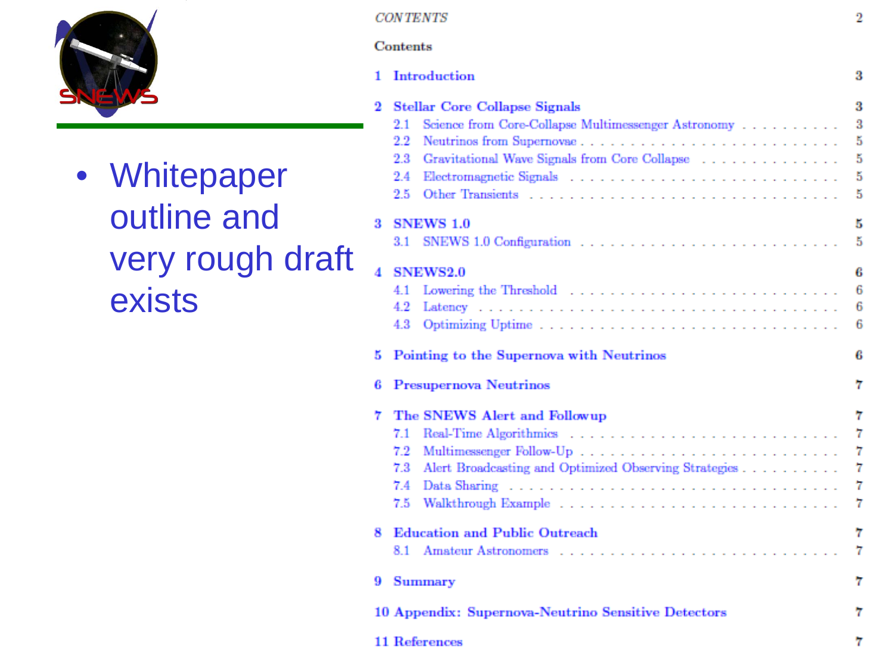- Whitepaper outline and very rough draft exists

*CONTENTS* 2

**Contents**

| | | |
|---|---|---|
| **1** | **Introduction** | **3** |
| **2** | **Stellar Core Collapse Signals** | **3** |
| 2.1 | Science from Core-Collapse Multimessenger Astronomy | 3 |
| 2.2 | Neutrinos from Supernovae | 5 |
| 2.3 | Gravitational Wave Signals from Core Collapse | 5 |
| 2.4 | Electromagnetic Signals | 5 |
| 2.5 | Other Transients | 5 |
| **3** | **SNEWS 1.0** | **5** |
| 3.1 | SNEWS 1.0 Configuration | 5 |
| **4** | **SNEWS2.0** | **6** |
| 4.1 | Lowering the Threshold | 6 |
| 4.2 | Latency | 6 |
| 4.3 | Optimizing Uptime | 6 |
| **5** | **Pointing to the Supernova with Neutrinos** | **6** |
| **6** | **Presupernova Neutrinos** | **7** |
| **7** | **The SNEWS Alert and Followup** | **7** |
| 7.1 | Real-Time Algorithmics | 7 |
| 7.2 | Multimessenger Follow-Up | 7 |
| 7.3 | Alert Broadcasting and Optimized Observing Strategies | 7 |
| 7.4 | Data Sharing | 7 |
| 7.5 | Walkthrough Example | 7 |
| **8** | **Education and Public Outreach** | **7** |
| 8.1 | Amateur Astronomers | 7 |
| **9** | **Summary** | **7** |
| **10** | **Appendix: Supernova-Neutrino Sensitive Detectors** | **7** |
| **11** | **References** | **7** |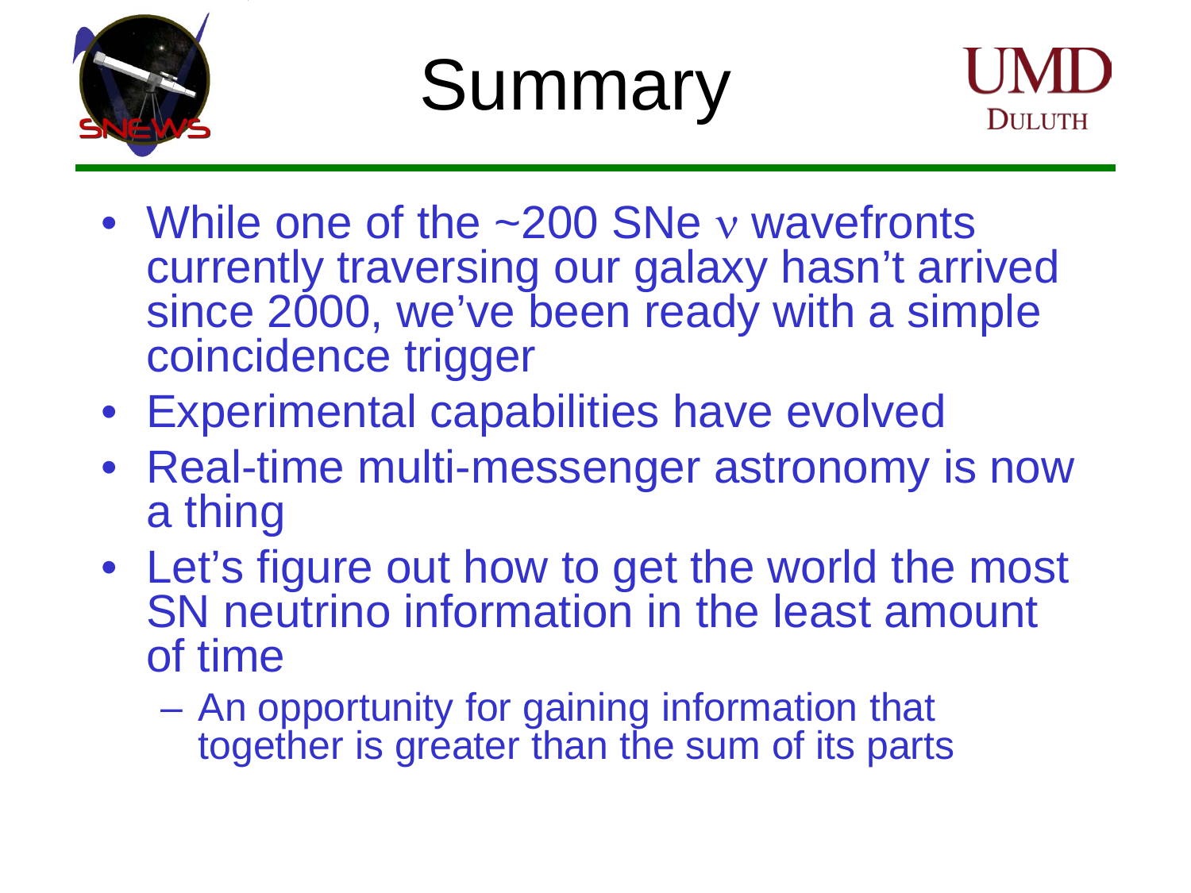# Summary

- While one of the ~200 SNe $\nu$ wavefronts currently traversing our galaxy hasn't arrived since 2000, we've been ready with a simple coincidence trigger
- Experimental capabilities have evolved
- Real-time multi-messenger astronomy is now a thing
- Let's figure out how to get the world the most SN neutrino information in the least amount of time
  - An opportunity for gaining information that together is greater than the sum of its parts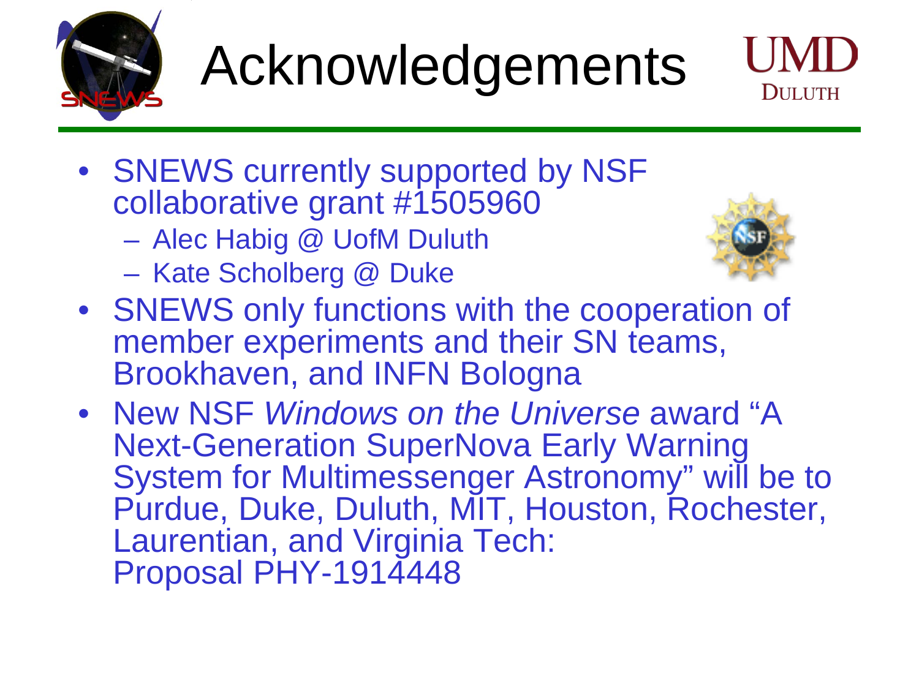# Acknowledgements

- SNEWS currently supported by NSF collaborative grant #1505960
  - Alec Habig @ UofM Duluth
  - Kate Scholberg @ Duke
- SNEWS only functions with the cooperation of member experiments and their SN teams, Brookhaven, and INFN Bologna
- New NSF *Windows on the Universe* award “A Next-Generation SuperNova Early Warning System for Multimessenger Astronomy” will be to Purdue, Duke, Duluth, MIT, Houston, Rochester, Laurentian, and Virginia Tech:
  Proposal PHY-1914448